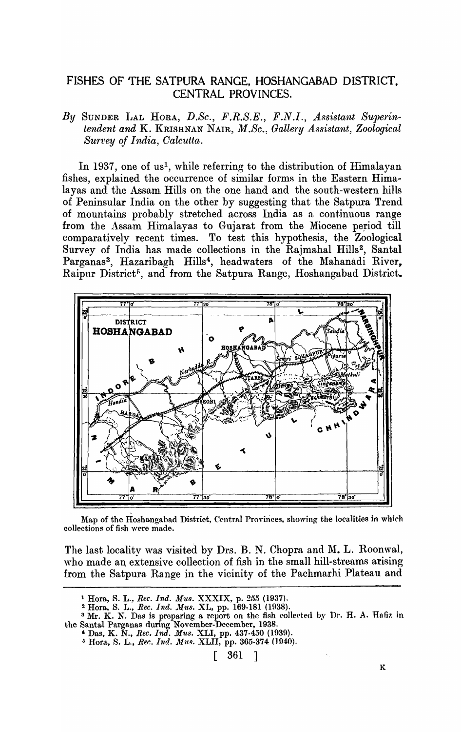# FISHES OF THE SATPURA RANGE, HOSHANGABAD DISTRICT, CENTRAL PROVINCES.

*By* SUNDER LAL HORA, *D.Sc., F.R.S.E., F.N.I., Assistant Superintendent and* K. KRISHNAN NAIR, *M.Sc., Gallery Assistant, Zoological Survey of India, Calcutta.*

In 1937, one of us[1], while referring to the distribution of Himalayan fishes, explained the occurrence of similar forms in the Eastern Himalayas and the Assam Hills on the one hand and the south-western hills of Peninsular India on the other by suggesting that the Satpura Trend of mountains probably stretched across India as a continuous range from the Assam Himalayas to Gujarat from the Miocene period till comparatively recent times. To test this hypothesis, the Zoological Survey of India has made collections in the Rajmahal Hills[2], Santal Parganas[3], Hazaribagh Hills[4], headwaters of the Mahanadi River, Raipur District[5], and from the Satpura Range, Hoshangabad District.

Map of the Hoshangabad District, Central Provinces, showing the localities in which collections of fish were made.

The last locality was visited by Drs. B. N. Chopra and M. L. Roonwal, who made an extensive collection of fish in the small hill-streams arising from the Satpura Range in the vicinity of the Pachmarhi Plateau and

---

[1] Hora, S. L., *Rec. Ind. Mus.* XXXIX, p. 255 (1937).

[2] Hora, S. L., *Rec. Ind. Mus.* XL, pp. 169-181 (1938).

[3] Mr. K. N. Das is preparing a report on the fish collected by Dr. H. A. Hafiz in the Santal Parganas during November-December, 1938.

[4] Das, K. N., *Rec. Ind. Mus.* XLI, pp. 437-450 (1939).

[5] Hora, S. L., *Rec. Ind. Mus.* XLII, pp. 365-374 (1940).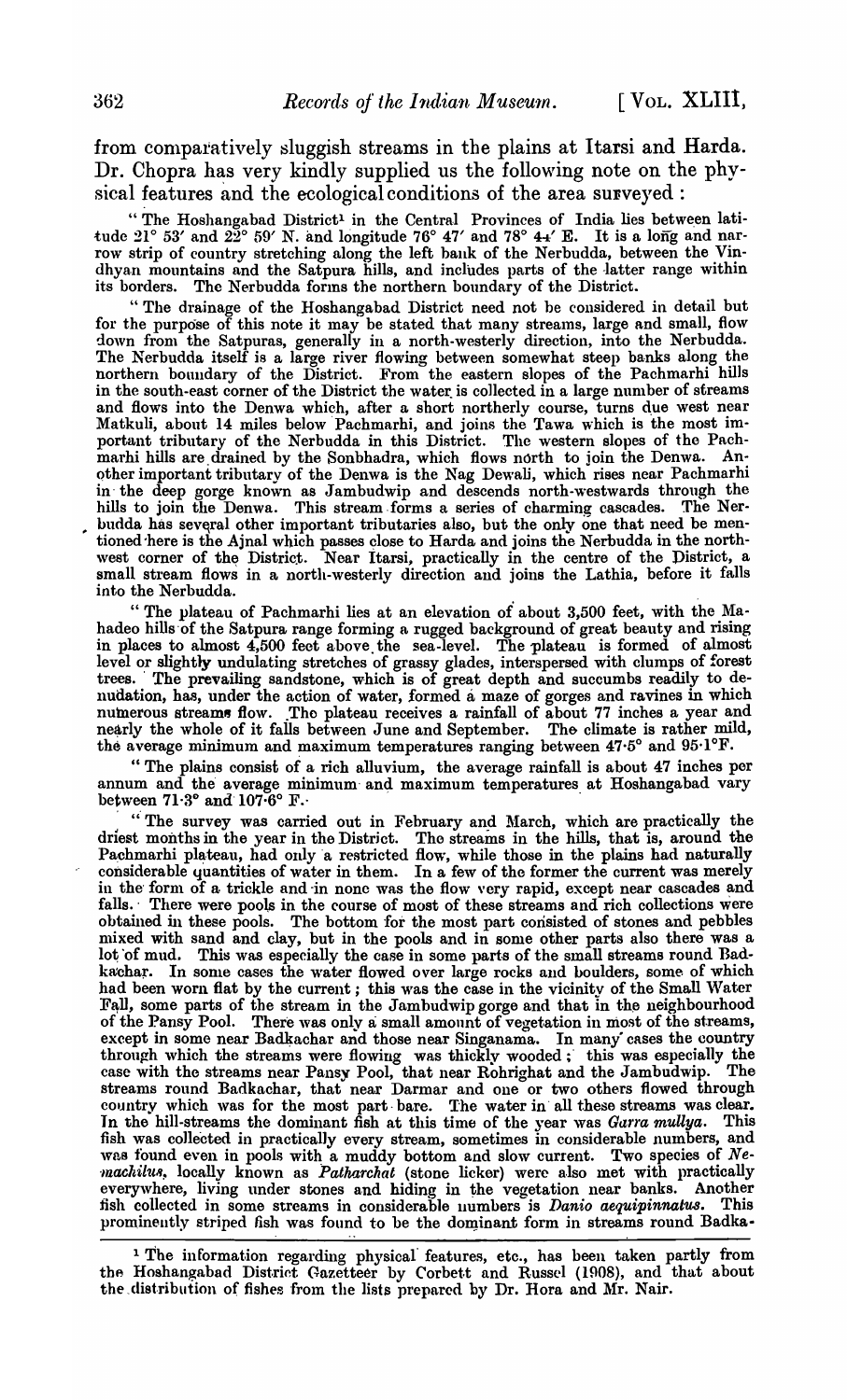from comparatively sluggish streams in the plains at Itarsi and Harda. Dr. Chopra has very kindly supplied us the following note on the physical features and the ecological conditions of the area surveyed :

"The Hoshangabad District[1] in the Central Provinces of India lies between latitude 21° 53′ and 22° 59′ N. and longitude 76° 47′ and 78° 44′ E. It is a long and narrow strip of country stretching along the left bank of the Nerbudda, between the Vindhyan mountains and the Satpura hills, and includes parts of the latter range within its borders. The Nerbudda forms the northern boundary of the District.

"The drainage of the Hoshangabad District need not be considered in detail but for the purpose of this note it may be stated that many streams, large and small, flow down from the Satpuras, generally in a north-westerly direction, into the Nerbudda. The Nerbudda itself is a large river flowing between somewhat steep banks along the northern boundary of the District. From the eastern slopes of the Pachmarhi hills in the south-east corner of the District the water is collected in a large number of streams and flows into the Denwa which, after a short northerly course, turns due west near Matkuli, about 14 miles below Pachmarhi, and joins the Tawa which is the most important tributary of the Nerbudda in this District. The western slopes of the Pachmarhi hills are drained by the Sonbhadra, which flows north to join the Denwa. Another important tributary of the Denwa is the Nag Dewali, which rises near Pachmarhi in the deep gorge known as Jambudwip and descends north-westwards through the hills to join the Denwa. This stream forms a series of charming cascades. The Nerbudda has several other important tributaries also, but the only one that need be mentioned here is the Ajnal which passes close to Harda and joins the Nerbudda in the north-west corner of the District. Near Itarsi, practically in the centre of the District, a small stream flows in a north-westerly direction and joins the Lathia, before it falls into the Nerbudda.

"The plateau of Pachmarhi lies at an elevation of about 3,500 feet, with the Mahadeo hills of the Satpura range forming a rugged background of great beauty and rising in places to almost 4,500 feet above the sea-level. The plateau is formed of almost level or slightly undulating stretches of grassy glades, interspersed with clumps of forest trees. The prevailing sandstone, which is of great depth and succumbs readily to denudation, has, under the action of water, formed a maze of gorges and ravines in which numerous streams flow. The plateau receives a rainfall of about 77 inches a year and nearly the whole of it falls between June and September. The climate is rather mild, the average minimum and maximum temperatures ranging between 47·5° and 95·1°F.

"The plains consist of a rich alluvium, the average rainfall is about 47 inches per annum and the average minimum and maximum temperatures at Hoshangabad vary between 71·3° and 107·6° F.

"The survey was carried out in February and March, which are practically the driest months in the year in the District. The streams in the hills, that is, around the Pachmarhi plateau, had only a restricted flow, while those in the plains had naturally considerable quantities of water in them. In a few of the former the current was merely in the form of a trickle and in none was the flow very rapid, except near cascades and falls. There were pools in the course of most of these streams and rich collections were obtained in these pools. The bottom for the most part consisted of stones and pebbles mixed with sand and clay, but in the pools and in some other parts also there was a lot of mud. This was especially the case in some parts of the small streams round Badkachar. In some cases the water flowed over large rocks and boulders, some of which had been worn flat by the current; this was the case in the vicinity of the Small Water Fall, some parts of the stream in the Jambudwip gorge and that in the neighbourhood of the Pansy Pool. There was only a small amount of vegetation in most of the streams, except in some near Badkachar and those near Singanama. In many cases the country through which the streams were flowing was thickly wooded; this was especially the case with the streams near Pansy Pool, that near Rohrighat and the Jambudwip. The streams round Badkachar, that near Darmar and one or two others flowed through country which was for the most part bare. The water in all these streams was clear. In the hill-streams the dominant fish at this time of the year was *Garra mullya*. This fish was collected in practically every stream, sometimes in considerable numbers, and was found even in pools with a muddy bottom and slow current. Two species of *Nemachilus*, locally known as *Patharchat* (stone licker) were also met with practically everywhere, living under stones and hiding in the vegetation near banks. Another fish collected in some streams in considerable numbers is *Danio aequipinnatus*. This prominently striped fish was found to be the dominant form in streams round Badka-

[1] The information regarding physical features, etc., has been taken partly from the Hoshangabad District Gazetteer by Corbett and Russel (1908), and that about the distribution of fishes from the lists prepared by Dr. Hora and Mr. Nair.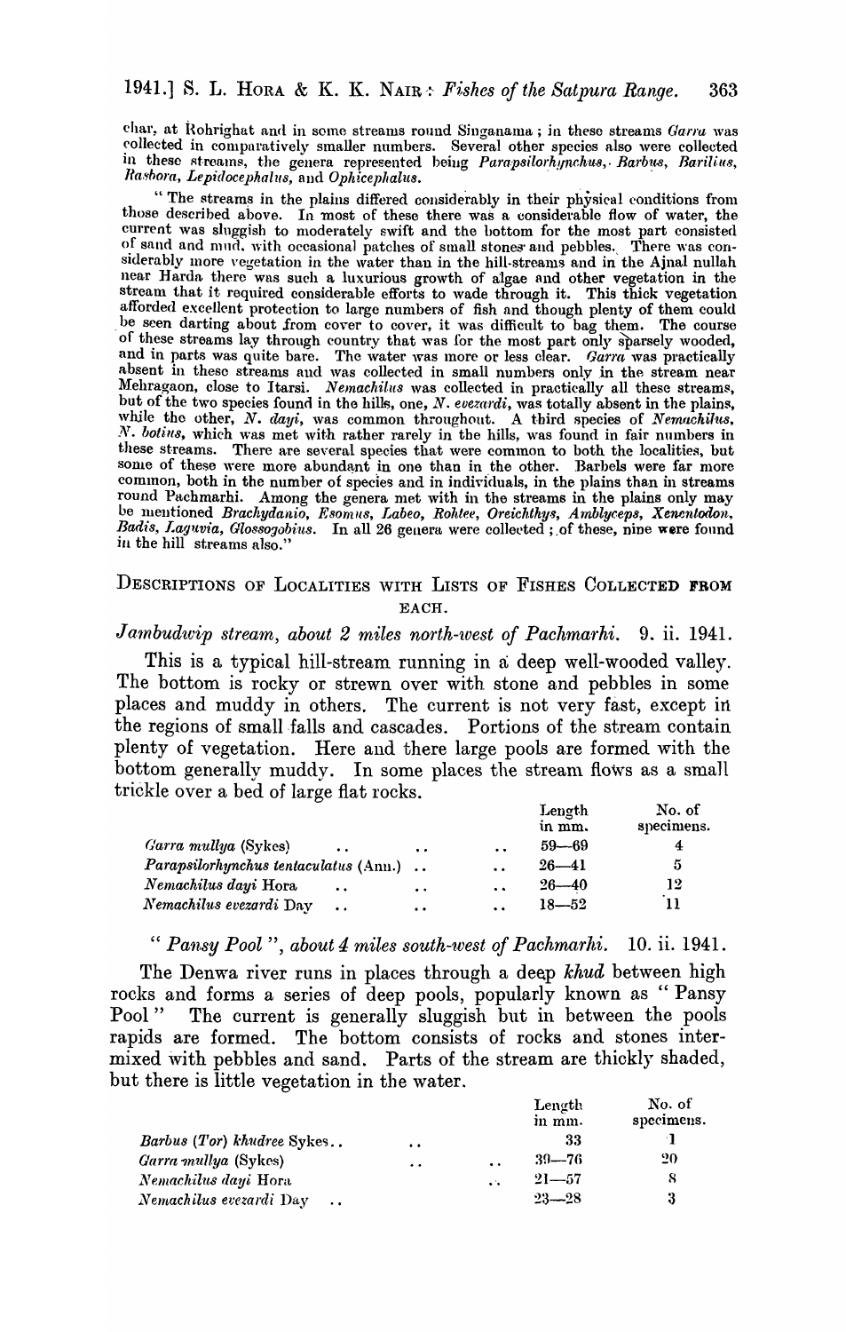char, at Rohrighat and in some streams round Singanama; in these streams *Garra* was collected in comparatively smaller numbers. Several other species also were collected in these streams, the genera represented being *Parapsilorhynchus*, *Barbus*, *Barilius*, *Rasbora*, *Lepidocephalus*, and *Ophicephalus*.

"The streams in the plains differed considerably in their physical conditions from those described above. In most of these there was a considerable flow of water, the current was sluggish to moderately swift and the bottom for the most part consisted of sand and mud, with occasional patches of small stones and pebbles. There was considerably more vegetation in the water than in the hill-streams and in the Ajnal nullah near Harda there was such a luxurious growth of algae and other vegetation in the stream that it required considerable efforts to wade through it. This thick vegetation afforded excellent protection to large numbers of fish and though plenty of them could be seen darting about from cover to cover, it was difficult to bag them. The course of these streams lay through country that was for the most part only sparsely wooded, and in parts was quite bare. The water was more or less clear. *Garra* was practically absent in these streams and was collected in small numbers only in the stream near Mehragaon, close to Itarsi. *Nemachilus* was collected in practically all these streams, but of the two species found in the hills, one, *N. evezardi*, was totally absent in the plains, while the other, *N. dayi*, was common throughout. A third species of *Nemachilus*, *N. botius*, which was met with rather rarely in the hills, was found in fair numbers in these streams. There are several species that were common to both the localities, but some of these were more abundant in one than in the other. Barbels were far more common, both in the number of species and in individuals, in the plains than in streams round Pachmarhi. Among the genera met with in the streams in the plains only may be mentioned *Brachydanio*, *Esomus*, *Labeo*, *Rohtee*, *Oreichthys*, *Amblyceps*, *Xenentodon*, *Badis*, *Laguvia*, *Glossogobius*. In all 26 genera were collected; of these, nine were found in the hill streams also."

## Descriptions of Localities with Lists of Fishes Collected from Each.

### *Jambudwip stream, about 2 miles north-west of Pachmarhi.* 9. ii. 1941.

This is a typical hill-stream running in a deep well-wooded valley. The bottom is rocky or strewn over with stone and pebbles in some places and muddy in others. The current is not very fast, except in the regions of small falls and cascades. Portions of the stream contain plenty of vegetation. Here and there large pools are formed with the bottom generally muddy. In some places the stream flows as a small trickle over a bed of large flat rocks.

| | Length in mm. | No. of specimens. |
|---|---|---|
| *Garra mullya* (Sykes) | 59—69 | 4 |
| *Parapsilorhynchus tentaculatus* (Ann.) | 26—41 | 5 |
| *Nemachilus dayi* Hora | 26—40 | 12 |
| *Nemachilus evezardi* Day | 18—52 | 11 |

### "*Pansy Pool*", *about 4 miles south-west of Pachmarhi.* 10. ii. 1941.

The Denwa river runs in places through a deep *khud* between high rocks and forms a series of deep pools, popularly known as "Pansy Pool" The current is generally sluggish but in between the pools rapids are formed. The bottom consists of rocks and stones intermixed with pebbles and sand. Parts of the stream are thickly shaded, but there is little vegetation in the water.

| | Length in mm. | No. of specimens. |
|---|---|---|
| *Barbus (Tor) khudree* Sykes | 33 | 1 |
| *Garra mullya* (Sykes) | 39—76 | 20 |
| *Nemachilus dayi* Hora | 21—57 | 8 |
| *Nemachilus evezardi* Day | 23—28 | 3 |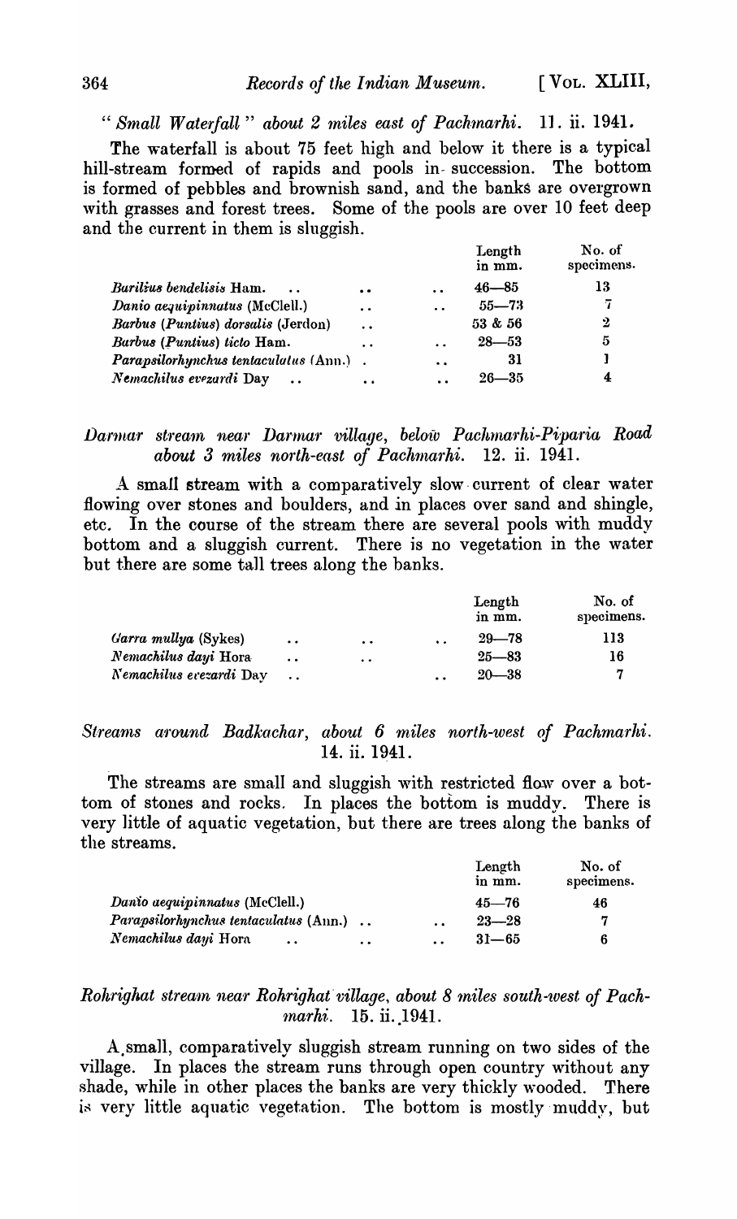*"Small Waterfall" about 2 miles east of Pachmarhi.* 11. ii. 1941.

The waterfall is about 75 feet high and below it there is a typical hill-stream formed of rapids and pools in succession. The bottom is formed of pebbles and brownish sand, and the banks are overgrown with grasses and forest trees. Some of the pools are over 10 feet deep and the current in them is sluggish.

| | Length in mm. | No. of specimens. |
|---|---|---|
| *Barilius bendelisis* Ham. | 46—85 | 13 |
| *Danio aequipinnatus* (McClell.) | 55—73 | 7 |
| *Barbus (Puntius) dorsalis* (Jerdon) | 53 & 56 | 2 |
| *Barbus (Puntius) ticto* Ham. | 28—53 | 5 |
| *Parapsilorhynchus tentaculatus* (Ann.) | 31 | 1 |
| *Nemachilus evezardi* Day | 26—35 | 4 |

### *Darmar stream near Darmar village, below Pachmarhi-Piparia Road about 3 miles north-east of Pachmarhi.* 12. ii. 1941.

A small stream with a comparatively slow current of clear water flowing over stones and boulders, and in places over sand and shingle, etc. In the course of the stream there are several pools with muddy bottom and a sluggish current. There is no vegetation in the water but there are some tall trees along the banks.

| | Length in mm. | No. of specimens. |
|---|---|---|
| *Garra mullya* (Sykes) | 29—78 | 113 |
| *Nemachilus dayi* Hora | 25—83 | 16 |
| *Nemachilus evezardi* Day | 20—38 | 7 |

### *Streams around Badkachar, about 6 miles north-west of Pachmarhi.* 14. ii. 1941.

The streams are small and sluggish with restricted flow over a bottom of stones and rocks. In places the bottom is muddy. There is very little of aquatic vegetation, but there are trees along the banks of the streams.

| | Length in mm. | No. of specimens. |
|---|---|---|
| *Danio aequipinnatus* (McClell.) | 45—76 | 46 |
| *Parapsilorhynchus tentaculatus* (Ann.) | 23—28 | 7 |
| *Nemachilus dayi* Hora | 31—65 | 6 |

### *Rohrighat stream near Rohrighat village, about 8 miles south-west of Pachmarhi.* 15. ii. 1941.

A small, comparatively sluggish stream running on two sides of the village. In places the stream runs through open country without any shade, while in other places the banks are very thickly wooded. There is very little aquatic vegetation. The bottom is mostly muddy, but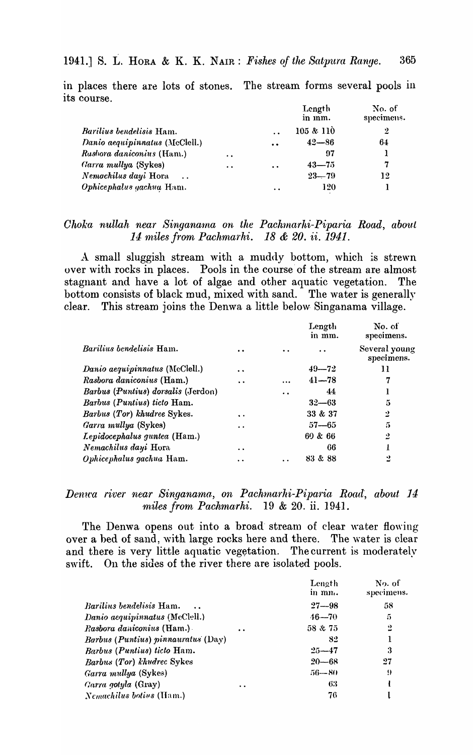in places there are lots of stones. The stream forms several pools in its course.

| | Length in mm. | No. of specimens. |
|---|---|---|
| *Barilius bendelisis* Ham. | 105 & 110 | 2 |
| *Danio aequipinnatus* (McClell.) | 42—86 | 64 |
| *Rasbora daniconius* (Ham.) | 97 | 1 |
| *Garra mullya* (Sykes) | 43—75 | 7 |
| *Nemachilus dayi* Hora | 23—79 | 12 |
| *Ophicephalus gachua* Ham. | 120 | 1 |

### *Choka nullah near Singanama on the Pachmarhi-Piparia Road, about 14 miles from Pachmarhi. 18 & 20. ii. 1941.*

A small sluggish stream with a muddy bottom, which is strewn over with rocks in places. Pools in the course of the stream are almost stagnant and have a lot of algae and other aquatic vegetation. The bottom consists of black mud, mixed with sand. The water is generally clear. This stream joins the Denwa a little below Singanama village.

| | Length in mm. | No. of specimens. |
|---|---|---|
| *Barilius bendelisis* Ham. | .. | Several young specimens. |
| *Danio aequipinnatus* (McClell.) | 49—72 | 11 |
| *Rasbora daniconius* (Ham.) | 41—78 | 7 |
| *Barbus (Puntius) dorsalis* (Jerdon) | 44 | 1 |
| *Barbus (Puntius) ticto* Ham. | 32—63 | 5 |
| *Barbus (Tor) khudree* Sykes. | 33 & 37 | 2 |
| *Garra mullya* (Sykes) | 57—65 | 5 |
| *Lepidocephalus guntea* (Ham.) | 60 & 66 | 2 |
| *Nemachilus dayi* Hora | 66 | 1 |
| *Ophicephalus gachua* Ham. | 83 & 88 | 2 |

### *Denwa river near Singanama, on Pachmarhi-Piparia Road, about 14 miles from Pachmarhi.* 19 & 20. ii. 1941.

The Denwa opens out into a broad stream of clear water flowing over a bed of sand, with large rocks here and there. The water is clear and there is very little aquatic vegetation. The current is moderately swift. On the sides of the river there are isolated pools.

| | Length in mm. | No. of specimens. |
|---|---|---|
| *Barilius bendelisis* Ham. | 27—98 | 58 |
| *Danio aequipinnatus* (McClell.) | 46—70 | 5 |
| *Rasbora daniconius* (Ham.) | 58 & 75 | 2 |
| *Barbus (Puntius) pinnauratus* (Day) | 82 | 1 |
| *Barbus (Puntius) ticto* Ham. | 25—47 | 3 |
| *Barbus (Tor) khudree* Sykes | 20—68 | 27 |
| *Garra mullya* (Sykes) | 56—80 | 9 |
| *Garra gotyla* (Gray) | 63 | 1 |
| *Nemachilus botius* (Ham.) | 76 | 1 |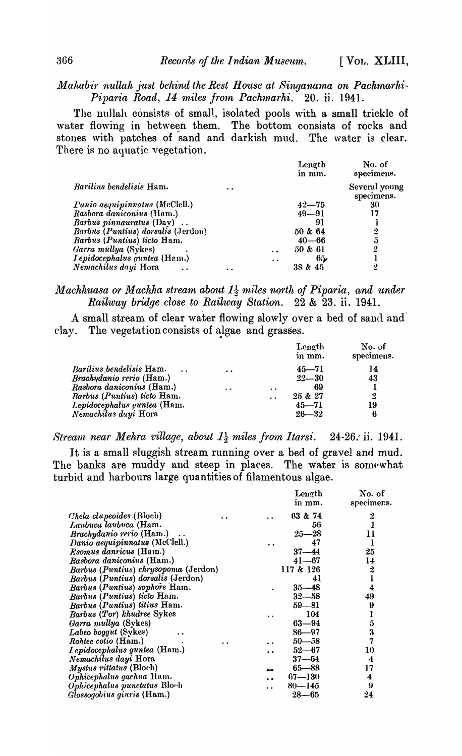*Mahabir nullah just behind the Rest House at Singanama on Pachmarhi-Piparia Road, 14 miles from Pachmarhi.* 20. ii. 1941.

The nullah consists of small, isolated pools with a small trickle of water flowing in between them. The bottom consists of rocks and stones with patches of sand and darkish mud. The water is clear. There is no aquatic vegetation.

| | Length in mm. | No. of specimens. |
|---|---|---|
| *Barilius bendelisis* Ham. | | Several young specimens. |
| *Danio aequipinnatus* (McClell.) | 42—75 | 30 |
| *Rasbora daniconius* (Ham.) | 49—91 | 17 |
| *Barbus pinnauratus* (Day) | 91 | 1 |
| *Barbus (Puntius) dorsalis* (Jerdon) | 50 & 64 | 2 |
| *Barbus (Puntius) ticto* Ham. | 40—66 | 5 |
| *Garra mullya* (Sykes) | 50 & 61 | 2 |
| *Lepidocephalus guntea* (Ham.) | 65 | 1 |
| *Nemachilus dayi* Hora | 38 & 45 | 2 |

*Machhuasa or Machha stream about 1½ miles north of Piparia, and under Railway bridge close to Railway Station.* 22 & 23. ii. 1941.

A small stream of clear water flowing slowly over a bed of sand and clay. The vegetation consists of algae and grasses.

| | Length in mm. | No. of specimens. |
|---|---|---|
| *Barilius bendelisis* Ham. | 45—71 | 14 |
| *Brachydanio rerio* (Ham.) | 22—30 | 43 |
| *Rasbora daniconius* (Ham.) | 69 | 1 |
| *Barbus (Puntius) ticto* Ham. | 25 & 27 | 2 |
| *Lepidocephalus guntea* (Ham. | 45—71 | 19 |
| *Nemachilus dayi* Hora | 26—32 | 6 |

*Stream near Mehra village, about 1½ miles from Itarsi.* 24-26. ii. 1941.

It is a small sluggish stream running over a bed of gravel and mud. The banks are muddy and steep in places. The water is somewhat turbid and harbours large quantities of filamentous algae.

| | Length in mm. | No. of specimens. |
|---|---|---|
| *Chela clupeoides* (Bloch) | 63 & 74 | 2 |
| *Laubuca laubuca* (Ham. | 56 | 1 |
| *Brachydanio rerio* (Ham.) | 25—28 | 11 |
| *Danio aequipinnatus* (McClell.) | 47 | 1 |
| *Esomus danricus* (Ham.) | 37—44 | 25 |
| *Rasbora daniconius* (Ham.) | 41—67 | 14 |
| *Barbus (Puntius) chrysopoma* (Jerdon) | 117 & 126 | 2 |
| *Barbus (Puntius) dorsalis* (Jerdon) | 41 | 1 |
| *Barbus (Puntius) sophore* Ham. | 35—48 | 4 |
| *Barbus (Puntius) ticto* Ham. | 32—58 | 49 |
| *Barbus (Puntius) titius* Ham. | 59—81 | 9 |
| *Barbus (Tor) khudree* Sykes | 104 | 1 |
| *Garra mullya* (Sykes) | 63—94 | 5 |
| *Labeo boggut* (Sykes) | 86—97 | 3 |
| *Rohtee cotio* (Ham.) | 50—58 | 7 |
| *Lepidocephalus guntea* (Ham.) | 52—67 | 10 |
| *Nemachilus dayi* Hora | 37—54 | 4 |
| *Mystus vittatus* (Bloch) | 65—88 | 17 |
| *Ophicephalus gachua* Ham. | 67—130 | 4 |
| *Ophicephalus punctatus* Bloch | 80—145 | 9 |
| *Glossogobius giuris* (Ham.) | 28—65 | 24 |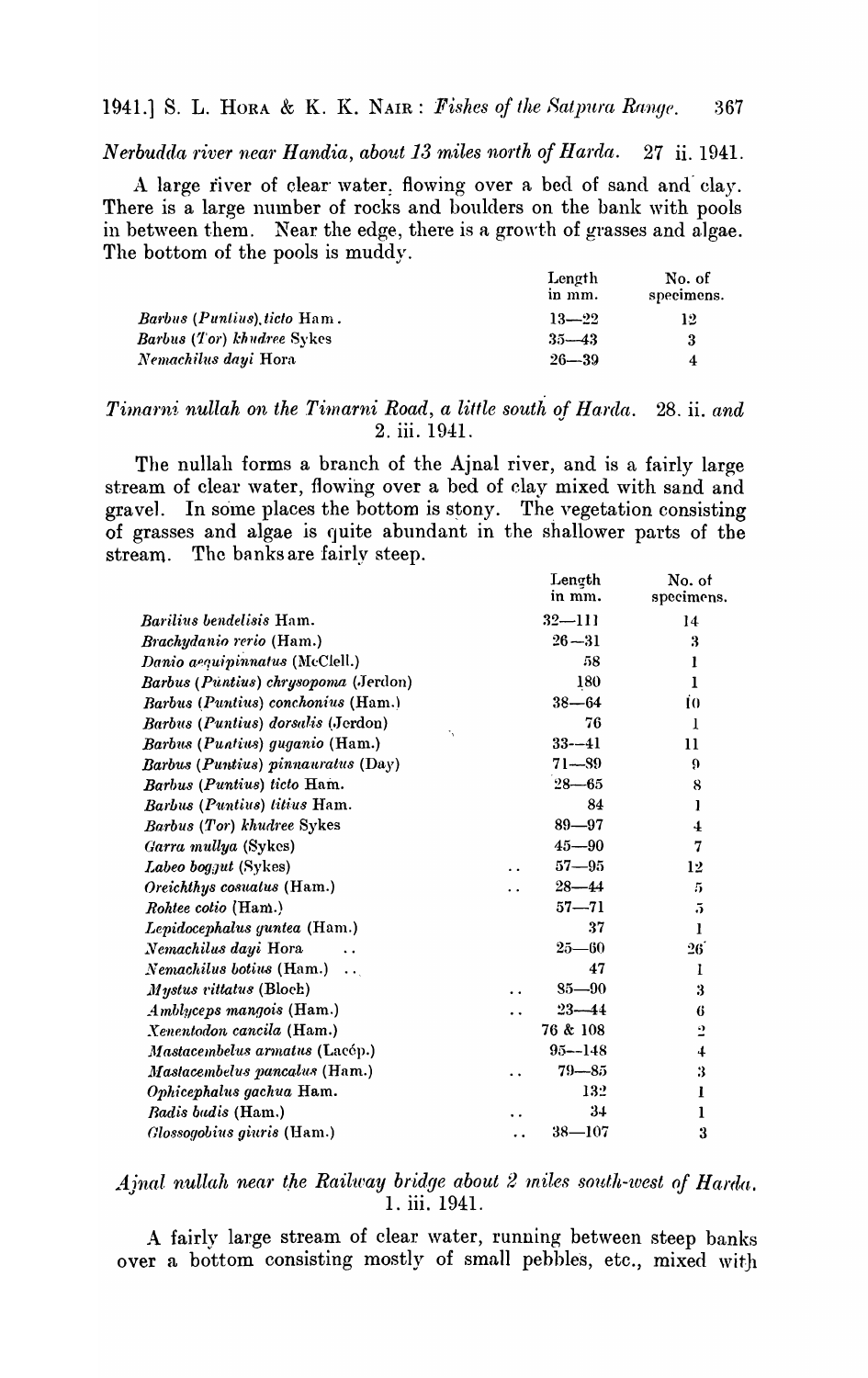*Nerbudda river near Handia, about 13 miles north of Harda.* 27 ii. 1941.

A large river of clear water, flowing over a bed of sand and clay. There is a large number of rocks and boulders on the bank with pools in between them. Near the edge, there is a growth of grasses and algae. The bottom of the pools is muddy.

| | Length in mm. | No. of specimens. |
|---|---|---|
| *Barbus (Puntius) ticto* Ham. | 13—22 | 12 |
| *Barbus (Tor) khudree* Sykes | 35—43 | 3 |
| *Nemachilus dayi* Hora | 26—39 | 4 |

*Timarni nullah on the Timarni Road, a little south of Harda.* 28. ii. *and* 2. iii. 1941.

The nullah forms a branch of the Ajnal river, and is a fairly large stream of clear water, flowing over a bed of clay mixed with sand and gravel. In some places the bottom is stony. The vegetation consisting of grasses and algae is quite abundant in the shallower parts of the stream. The banks are fairly steep.

| | Length in mm. | No. of specimens. |
|---|---|---|
| *Barilius bendelisis* Ham. | 32—111 | 14 |
| *Brachydanio rerio* (Ham.) | 26—31 | 3 |
| *Danio aequipinnatus* (McClell.) | 58 | 1 |
| *Barbus (Puntius) chrysopoma* (Jerdon) | 180 | 1 |
| *Barbus (Puntius) conchonius* (Ham.) | 38—64 | 10 |
| *Barbus (Puntius) dorsalis* (Jerdon) | 76 | 1 |
| *Barbus (Puntius) guganio* (Ham.) | 33—41 | 11 |
| *Barbus (Puntius) pinnauratus* (Day) | 71—89 | 9 |
| *Barbus (Puntius) ticto* Ham. | 28—65 | 8 |
| *Barbus (Puntius) titius* Ham. | 84 | 1 |
| *Barbus (Tor) khudree* Sykes | 89—97 | 4 |
| *Garra mullya* (Sykes) | 45—90 | 7 |
| *Labeo boggut* (Sykes) | 57—95 | 12 |
| *Oreichthys cosuatus* (Ham.) | 28—44 | 5 |
| *Rohtee cotio* (Ham.) | 57—71 | 5 |
| *Lepidocephalus guntea* (Ham.) | 37 | 1 |
| *Nemachilus dayi* Hora | 25—60 | 26 |
| *Nemachilus botius* (Ham.) | 47 | 1 |
| *Mystus vittatus* (Bloch) | 85—90 | 3 |
| *Amblyceps mangois* (Ham.) | 23—44 | 6 |
| *Xenentodon cancila* (Ham.) | 76 & 108 | 2 |
| *Mastacembelus armatus* (Lacép.) | 95—148 | 4 |
| *Mastacembelus pancalus* (Ham.) | 79—85 | 3 |
| *Ophicephalus gachua* Ham. | 132 | 1 |
| *Badis badis* (Ham.) | 34 | 1 |
| *Glossogobius giuris* (Ham.) | 38—107 | 3 |

*Ajnal nullah near the Railway bridge about 2 miles south-west of Harda.* 1. iii. 1941.

A fairly large stream of clear water, running between steep banks over a bottom consisting mostly of small pebbles, etc., mixed with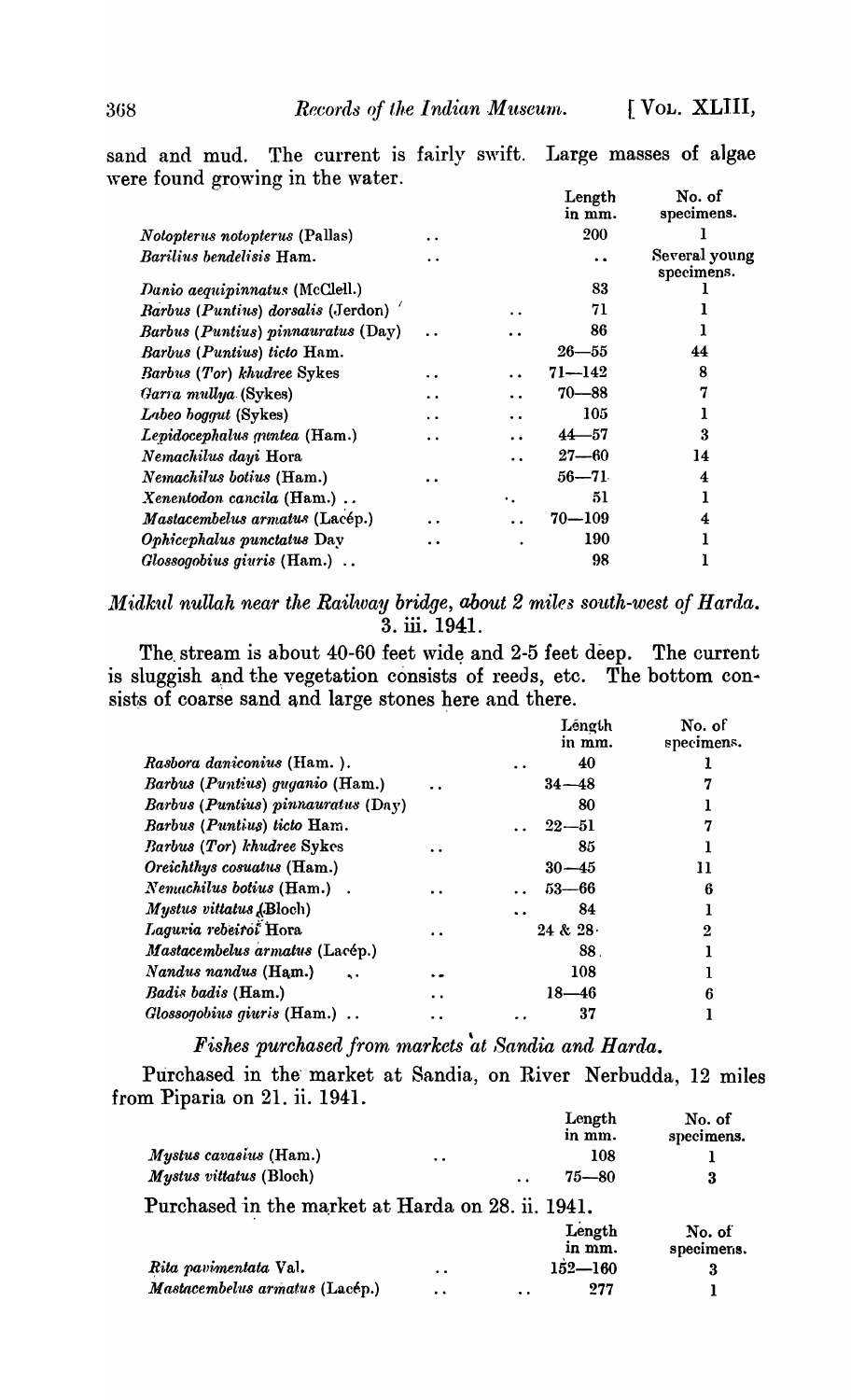sand and mud. The current is fairly swift. Large masses of algae were found growing in the water.

| | Length in mm. | No. of specimens. |
|---|---|---|
| *Notopterus notopterus* (Pallas) | 200 | 1 |
| *Barilius bendelisis* Ham. | .. | Several young specimens. |
| *Danio aequipinnatus* (McClell.) | 83 | 1 |
| *Barbus (Puntius) dorsalis* (Jerdon) | 71 | 1 |
| *Barbus (Puntius) pinnauratus* (Day) | 86 | 1 |
| *Barbus (Puntius) ticto* Ham. | 26—55 | 44 |
| *Barbus (Tor) khudree* Sykes | 71—142 | 8 |
| *Garra mullya* (Sykes) | 70—88 | 7 |
| *Labeo boggut* (Sykes) | 105 | 1 |
| *Lepidocephalus guntea* (Ham.) | 44—57 | 3 |
| *Nemachilus dayi* Hora | 27—60 | 14 |
| *Nemachilus botius* (Ham.) | 56—71 | 4 |
| *Xenentodon cancila* (Ham.) | 51 | 1 |
| *Mastacembelus armatus* (Lacép.) | 70—109 | 4 |
| *Ophicephalus punctatus* Day | 190 | 1 |
| *Glossogobius giuris* (Ham.) | 98 | 1 |

*Midkul nullah near the Railway bridge, about 2 miles south-west of Harda.* 3. iii. 1941.

The stream is about 40-60 feet wide and 2-5 feet deep. The current is sluggish and the vegetation consists of reeds, etc. The bottom consists of coarse sand and large stones here and there.

| | Length in mm. | No. of specimens. |
|---|---|---|
| *Rasbora daniconius* (Ham.). | 40 | 1 |
| *Barbus (Puntius) guganio* (Ham.) | 34—48 | 7 |
| *Barbus (Puntius) pinnauratus* (Day) | 80 | 1 |
| *Barbus (Puntius) ticto* Ham. | 22—51 | 7 |
| *Barbus (Tor) khudree* Sykes | 85 | 1 |
| *Oreichthys cosuatus* (Ham.) | 30—45 | 11 |
| *Nemachilus botius* (Ham.) | 53—66 | 6 |
| *Mystus vittatus* (Bloch) | 84 | 1 |
| *Laguvia ribeiroi* Hora | 24 & 28 | 2 |
| *Mastacembelus armatus* (Lacép.) | 88 | 1 |
| *Nandus nandus* (Ham.) | 108 | 1 |
| *Badis badis* (Ham.) | 18—46 | 6 |
| *Glossogobius giuris* (Ham.) | 37 | 1 |

*Fishes purchased from markets at Sandia and Harda.*

Purchased in the market at Sandia, on River Nerbudda, 12 miles from Piparia on 21. ii. 1941.

| | Length in mm. | No. of specimens. |
|---|---|---|
| *Mystus cavasius* (Ham.) | 108 | 1 |
| *Mystus vittatus* (Bloch) | 75—80 | 3 |

Purchased in the market at Harda on 28. ii. 1941.

| | Length in mm. | No. of specimens. |
|---|---|---|
| *Rita pavimentata* Val. | 152—160 | 3 |
| *Mastacembelus armatus* (Lacép.) | 277 | 1 |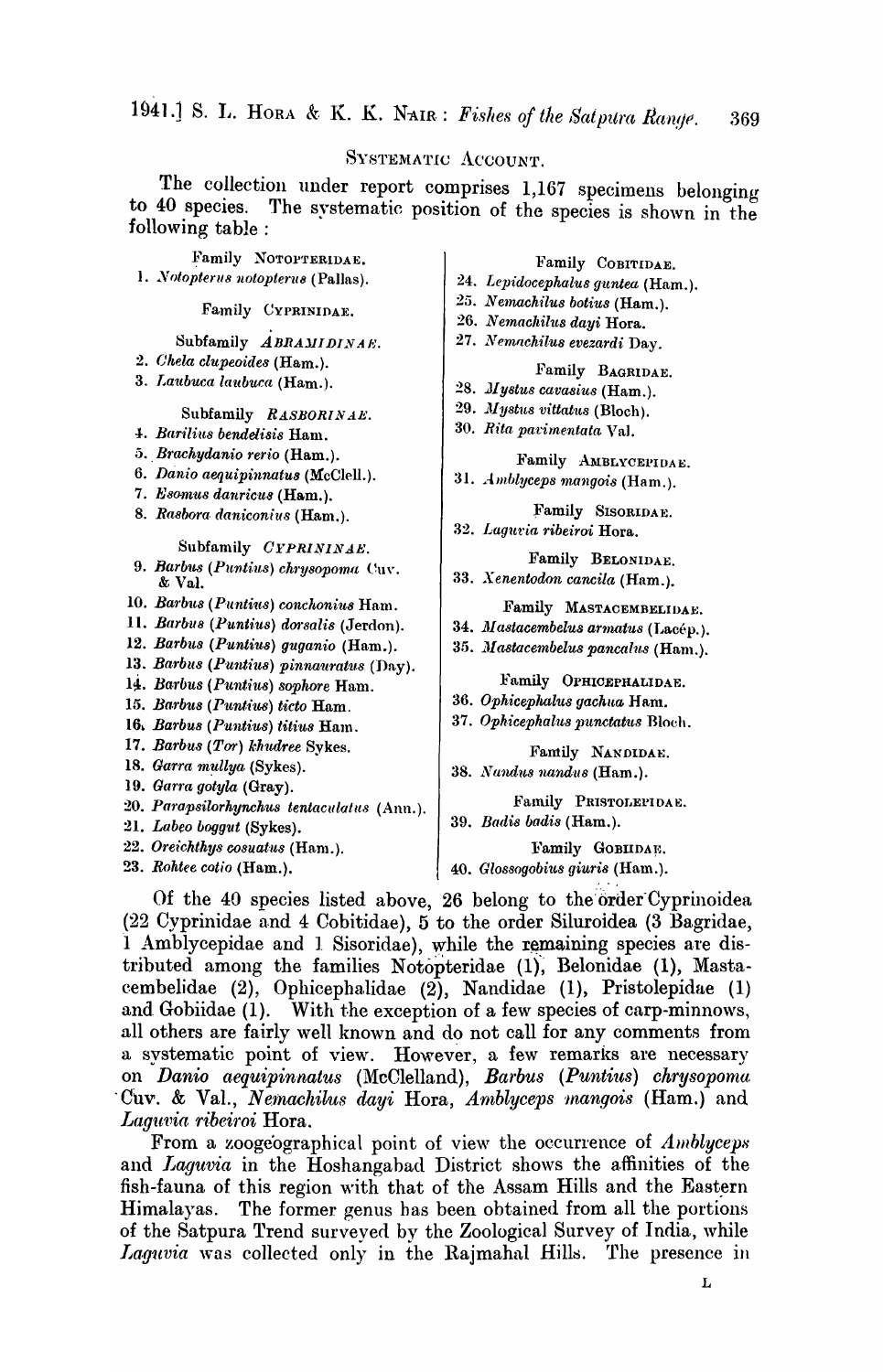## SYSTEMATIC ACCOUNT.

The collection under report comprises 1,167 specimens belonging to 40 species. The systematic position of the species is shown in the following table :

Family NOTOPTERIDAE.

1. *Notopterus notopterus* (Pallas).

Family CYPRINIDAE.

Subfamily *ABRAMIDINAE*.

2. *Chela clupeoides* (Ham.).
3. *Laubuca laubuca* (Ham.).

Subfamily *RASBORINAE*.

4. *Barilius bendelisis* Ham.
5. *Brachydanio rerio* (Ham.).
6. *Danio aequipinnatus* (McClell.).
7. *Esomus danricus* (Ham.).
8. *Rasbora daniconius* (Ham.).

Subfamily *CYPRININAE*.

9. *Barbus* (*Puntius*) *chrysopoma* Cuv. & Val.
10. *Barbus* (*Puntius*) *conchonius* Ham.
11. *Barbus* (*Puntius*) *dorsalis* (Jerdon).
12. *Barbus* (*Puntius*) *guganio* (Ham.).
13. *Barbus* (*Puntius*) *pinnauratus* (Day).
14. *Barbus* (*Puntius*) *sophore* Ham.
15. *Barbus* (*Puntius*) *ticto* Ham.
16. *Barbus* (*Puntius*) *titius* Ham.
17. *Barbus* (*Tor*) *khudree* Sykes.
18. *Garra mullya* (Sykes).
19. *Garra gotyla* (Gray).
20. *Parapsilorhynchus tentaculatus* (Ann.).
21. *Labeo boggut* (Sykes).
22. *Oreichthys cosuatus* (Ham.).
23. *Rohtee cotio* (Ham.).

Family COBITIDAE.

24. *Lepidocephalus guntea* (Ham.).
25. *Nemachilus botius* (Ham.).
26. *Nemachilus dayi* Hora.
27. *Nemachilus evezardi* Day.

Family BAGRIDAE.

28. *Mystus cavasius* (Ham.).
29. *Mystus vittatus* (Bloch).
30. *Rita pavimentata* Val.

Family AMBLYCEPIDAE.

31. *Amblyceps mangois* (Ham.).

Family SISORIDAE.

32. *Laguvia ribeiroi* Hora.

Family BELONIDAE.

33. *Xenentodon cancila* (Ham.).

Family MASTACEMBELIDAE.

34. *Mastacembelus armatus* (Lacép.).
35. *Mastacembelus pancalus* (Ham.).

Family OPHICEPHALIDAE.

36. *Ophicephalus gachua* Ham.
37. *Ophicephalus punctatus* Bloch.

Family NANDIDAE.

38. *Nandus nandus* (Ham.).

Family PRISTOLEPIDAE.

39. *Badis badis* (Ham.).

Family GOBIIDAE.

40. *Glossogobius giuris* (Ham.).

Of the 40 species listed above, 26 belong to the order Cyprinoidea (22 Cyprinidae and 4 Cobitidae), 5 to the order Siluroidea (3 Bagridae, 1 Amblycepidae and 1 Sisoridae), while the remaining species are distributed among the families Notopteridae (1), Belonidae (1), Mastacembelidae (2), Ophicephalidae (2), Nandidae (1), Pristolepidae (1) and Gobiidae (1). With the exception of a few species of carp-minnows, all others are fairly well known and do not call for any comments from a systematic point of view. However, a few remarks are necessary on *Danio aequipinnatus* (McClelland), *Barbus* (*Puntius*) *chrysopoma* Cuv. & Val., *Nemachilus dayi* Hora, *Amblyceps mangois* (Ham.) and *Laguvia ribeiroi* Hora.

From a zoogeographical point of view the occurrence of *Amblyceps* and *Laguvia* in the Hoshangabad District shows the affinities of the fish-fauna of this region with that of the Assam Hills and the Eastern Himalayas. The former genus has been obtained from all the portions of the Satpura Trend surveyed by the Zoological Survey of India, while *Laguvia* was collected only in the Rajmahal Hills. The presence in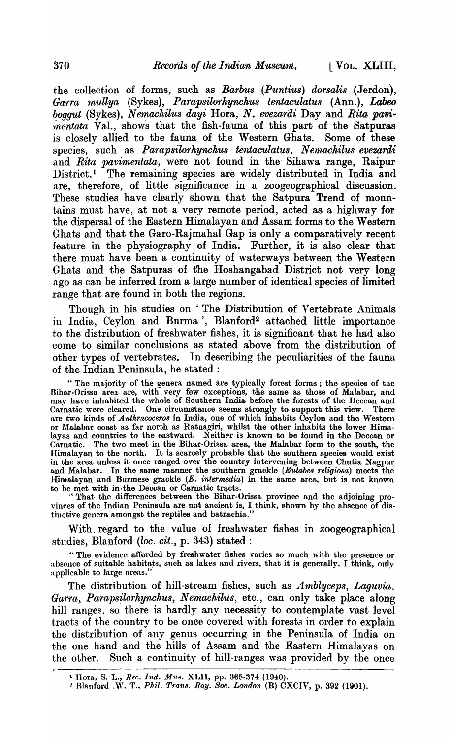the collection of forms, such as *Barbus* (*Puntius*) *dorsalis* (Jerdon), *Garra mullya* (Sykes), *Parapsilorhynchus tentaculatus* (Ann.), *Labeo boggut* (Sykes), *Nemachilus dayi* Hora, *N. evezardi* Day and *Rita pavimentata* Val., shows that the fish-fauna of this part of the Satpuras is closely allied to the fauna of the Western Ghats. Some of these species, such as *Parapsilorhynchus tentaculatus*, *Nemachilus evezardi* and *Rita pavimentata*, were not found in the Sihawa range, Raipur District.[1] The remaining species are widely distributed in India and are, therefore, of little significance in a zoogeographical discussion. These studies have clearly shown that the Satpura Trend of mountains must have, at not a very remote period, acted as a highway for the dispersal of the Eastern Himalayan and Assam forms to the Western Ghats and that the Garo-Rajmahal Gap is only a comparatively recent feature in the physiography of India. Further, it is also clear that there must have been a continuity of waterways between the Western Ghats and the Satpuras of the Hoshangabad District not very long ago as can be inferred from a large number of identical species of limited range that are found in both the regions.

Though in his studies on 'The Distribution of Vertebrate Animals in India, Ceylon and Burma', Blanford[2] attached little importance to the distribution of freshwater fishes, it is significant that he had also come to similar conclusions as stated above from the distribution of other types of vertebrates. In describing the peculiarities of the fauna of the Indian Peninsula, he stated :

> "The majority of the genera named are typically forest forms ; the species of the Bihar-Orissa area are, with very few exceptions, the same as those of Malabar, and may have inhabited the whole of Southern India before the forests of the Deccan and Carnatic were cleared. One circumstance seems strongly to support this view. There are two kinds of *Anthracoceros* in India, one of which inhabits Ceylon and the Western or Malabar coast as far north as Ratnagiri, whilst the other inhabits the lower Himalayas and countries to the eastward. Neither is known to be found in the Deccan or Carnatic. The two meet in the Bihar-Orissa area, the Malabar form to the south, the Himalayan to the north. It is scarcely probable that the southern species would exist in the area unless it once ranged over the country intervening between Chutia Nagpur and Malabar. In the same manner the southern grackle (*Eulabes religiosa*) meets the Himalayan and Burmese grackle (*E. intermedia*) in the same area, but is not known to be met with in the Deccan or Carnatic tracts.
>
> "That the differences between the Bihar-Orissa province and the adjoining provinces of the Indian Peninsula are not ancient is, I think, shown by the absence of distinctive genera amongst the reptiles and batrachia."

With regard to the value of freshwater fishes in zoogeographical studies, Blanford (*loc. cit.*, p. 343) stated :

> "The evidence afforded by freshwater fishes varies so much with the presence or absence of suitable habitats, such as lakes and rivers, that it is generally, I think, only applicable to large areas."

The distribution of hill-stream fishes, such as *Amblyceps*, *Laguvia*, *Garra*, *Parapsilorhynchus*, *Nemachilus*, etc., can only take place along hill ranges, so there is hardly any necessity to contemplate vast level tracts of the country to be once covered with forests in order to explain the distribution of any genus occurring in the Peninsula of India on the one hand and the hills of Assam and the Eastern Himalayas on the other. Such a continuity of hill-ranges was provided by the once

[1] Hora, S. L., *Rec. Ind. Mus.* XLII, pp. 365-374 (1940).

[2] Blanford, W. T., *Phil. Trans. Roy. Soc. London* (B) CXCIV, p. 392 (1901).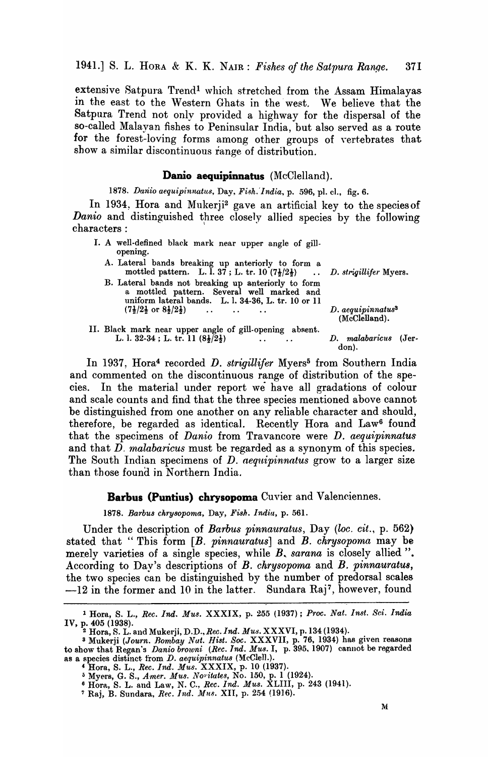extensive Satpura Trend[1] which stretched from the Assam Himalayas in the east to the Western Ghats in the west. We believe that the Satpura Trend not only provided a highway for the dispersal of the so-called Malayan fishes to Peninsular India, but also served as a route for the forest-loving forms among other groups of vertebrates that show a similar discontinuous range of distribution.

### **Danio aequipinnatus** (McClelland).

1878. *Danio aequipinnatus*, Day, *Fish. India*, p. 596, pl. cl., fig. 6.

In 1934, Hora and Mukerji[2] gave an artificial key to the species of *Danio* and distinguished three closely allied species by the following characters :

I. A well-defined black mark near upper angle of gill-opening.
   - A. Lateral bands breaking up anteriorly to form a mottled pattern. L. l. 37 ; L. tr. 10 (7½/2½) .. *D. strigillifer* Myers.
   - B. Lateral bands not breaking up anteriorly to form a mottled pattern. Several well marked and uniform lateral bands. L. l. 34-36, L. tr. 10 or 11 (7½/2½ or 8½/2½) .. .. .. *D. aequipinnatus*[3] (McClelland).

II. Black mark near upper angle of gill-opening absent. L. l. 32-34 ; L. tr. 11 (8½/2½) .. .. *D. malabaricus* (Jerdon).

In 1937, Hora[4] recorded *D. strigillifer* Myers[5] from Southern India and commented on the discontinuous range of distribution of the species. In the material under report we have all gradations of colour and scale counts and find that the three species mentioned above cannot be distinguished from one another on any reliable character and should, therefore, be regarded as identical. Recently Hora and Law[6] found that the specimens of *Danio* from Travancore were *D. aequipinnatus* and that *D. malabaricus* must be regarded as a synonym of this species. The South Indian specimens of *D. aequipinnatus* grow to a larger size than those found in Northern India.

### **Barbus (Puntius) chrysopoma** Cuvier and Valenciennes.

1878. *Barbus chrysopoma*, Day, *Fish. India*, p. 561.

Under the description of *Barbus pinnauratus*, Day (*loc. cit.*, p. 562) stated that " This form [*B. pinnauratus*] and *B. chrysopoma* may be merely varieties of a single species, while *B. sarana* is closely allied ". According to Day's descriptions of *B. chrysopoma* and *B. pinnauratus*, the two species can be distinguished by the number of predorsal scales —12 in the former and 10 in the latter. Sundara Raj[7], however, found

---

[1] Hora, S. L., *Rec. Ind. Mus.* XXXIX, p. 255 (1937) ; *Proc. Nat. Inst. Sci. India* IV, p. 405 (1938).

[2] Hora, S. L. and Mukerji, D.D., *Rec. Ind. Mus.* XXXVI, p. 134 (1934).

[3] Mukerji (*Journ. Bombay Nat. Hist. Soc.* XXXVII, p. 76, 1934) has given reasons to show that Regan's *Danio browni* (*Rec. Ind. Mus.* I, p. 395, 1907) cannot be regarded as a species distinct from *D. aequipinnatus* (McClell.).

[4] Hora, S. L., *Rec. Ind. Mus.* XXXIX, p. 10 (1937).

[5] Myers, G. S., *Amer. Mus. Novitates*, No. 150, p. 1 (1924).

[6] Hora, S. L. and Law, N. C., *Rec. Ind. Mus.* XLIII, p. 243 (1941).

[7] Raj, B. Sundara, *Rec. Ind. Mus.* XII, p. 254 (1916).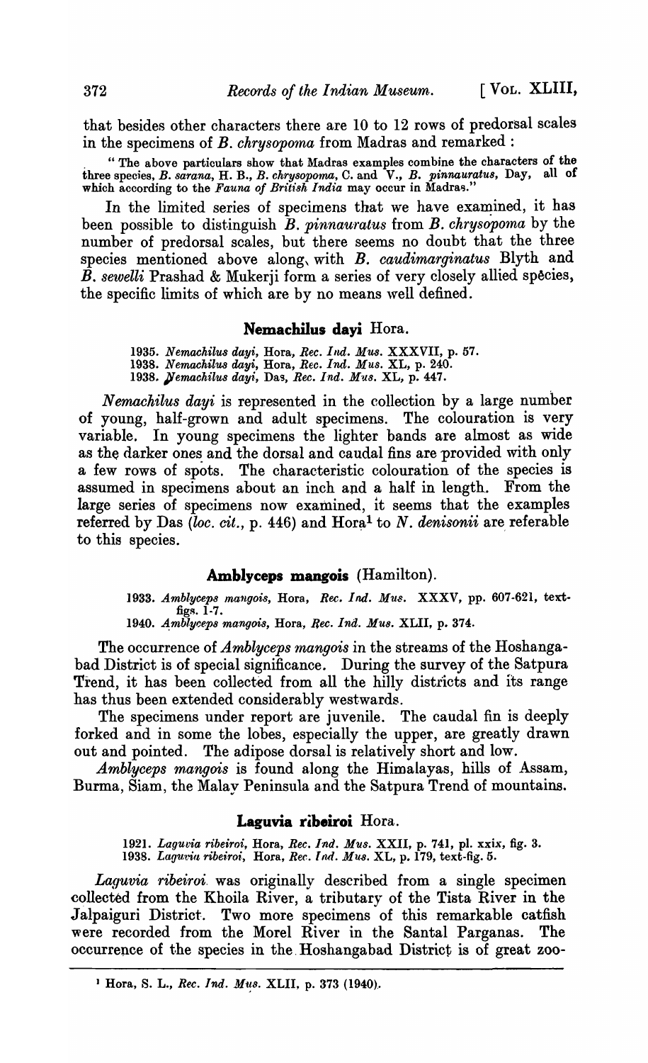that besides other characters there are 10 to 12 rows of predorsal scales in the specimens of *B. chrysopoma* from Madras and remarked :

"The above particulars show that Madras examples combine the characters of the three species, *B. sarana*, H. B., *B. chrysopoma*, C. and V., *B. pinnauratus*, Day, all of which according to the *Fauna of British India* may occur in Madras."

In the limited series of specimens that we have examined, it has been possible to distinguish *B. pinnauratus* from *B. chrysopoma* by the number of predorsal scales, but there seems no doubt that the three species mentioned above along with *B. caudimarginatus* Blyth and *B. sewelli* Prashad & Mukerji form a series of very closely allied species, the specific limits of which are by no means well defined.

### **Nemachilus dayi** Hora.

1935. *Nemachilus dayi*, Hora, *Rec. Ind. Mus.* XXXVII, p. 57.
1938. *Nemachilus dayi*, Hora, *Rec. Ind. Mus.* XL, p. 240.
1938. *Nemachilus dayi*, Das, *Rec. Ind. Mus.* XL, p. 447.

*Nemachilus dayi* is represented in the collection by a large number of young, half-grown and adult specimens. The colouration is very variable. In young specimens the lighter bands are almost as wide as the darker ones and the dorsal and caudal fins are provided with only a few rows of spots. The characteristic colouration of the species is assumed in specimens about an inch and a half in length. From the large series of specimens now examined, it seems that the examples referred by Das (*loc. cit.*, p. 446) and Hora[1] to *N. denisonii* are referable to this species.

### **Amblyceps mangois** (Hamilton).

1933. *Amblyceps mangois*, Hora, *Rec. Ind. Mus.* XXXV, pp. 607-621, text-figs. 1-7.
1940. *Amblyceps mangois*, Hora, *Rec. Ind. Mus.* XLII, p. 374.

The occurrence of *Amblyceps mangois* in the streams of the Hoshangabad District is of special significance. During the survey of the Satpura Trend, it has been collected from all the hilly districts and its range has thus been extended considerably westwards.

The specimens under report are juvenile. The caudal fin is deeply forked and in some the lobes, especially the upper, are greatly drawn out and pointed. The adipose dorsal is relatively short and low.

*Amblyceps mangois* is found along the Himalayas, hills of Assam, Burma, Siam, the Malay Peninsula and the Satpura Trend of mountains.

### **Laguvia ribeiroi** Hora.

1921. *Laguvia ribeiroi*, Hora, *Rec. Ind. Mus.* XXII, p. 741, pl. xxix, fig. 3.
1938. *Laguvia ribeiroi*, Hora, *Rec. Ind. Mus.* XL, p. 179, text-fig. 5.

*Laguvia ribeiroi* was originally described from a single specimen collected from the Khoila River, a tributary of the Tista River in the Jalpaiguri District. Two more specimens of this remarkable catfish were recorded from the Morel River in the Santal Parganas. The occurrence of the species in the Hoshangabad District is of great zoo-

[1] Hora, S. L., *Rec. Ind. Mus.* XLII, p. 373 (1940).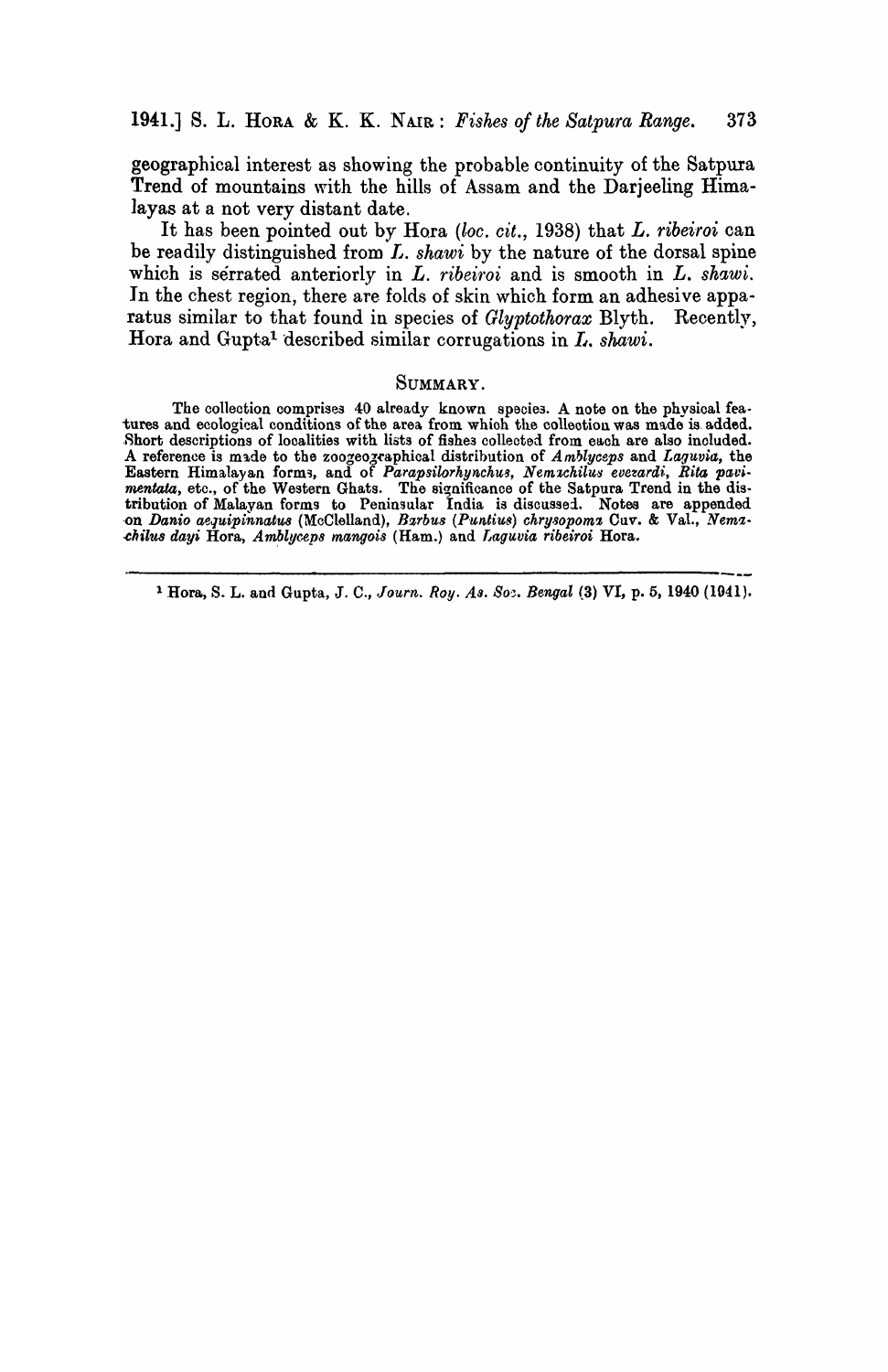geographical interest as showing the probable continuity of the Satpura Trend of mountains with the hills of Assam and the Darjeeling Himalayas at a not very distant date.

It has been pointed out by Hora (*loc. cit.*, 1938) that *L. ribeiroi* can be readily distinguished from *L. shawi* by the nature of the dorsal spine which is sérrated anteriorly in *L. ribeiroi* and is smooth in *L. shawi*. In the chest region, there are folds of skin which form an adhesive apparatus similar to that found in species of *Glyptothorax* Blyth. Recently, Hora and Gupta[1] described similar corrugations in *L. shawi*.

## SUMMARY.

The collection comprises 40 already known species. A note on the physical features and ecological conditions of the area from which the collection was made is added. Short descriptions of localities with lists of fishes collected from each are also included. A reference is made to the zoogeographical distribution of *Amblyceps* and *Laguvia*, the Eastern Himalayan forms, and of *Parapsilorhynchus*, *Nemachilus evezardi*, *Rita pavimentata*, etc., of the Western Ghats. The significance of the Satpura Trend in the distribution of Malayan forms to Peninsular India is discussed. Notes are appended on *Danio aequipinnatus* (McClelland), *Barbus (Puntius) chrysopoma* Cuv. & Val., *Nemachilus dayi* Hora, *Amblyceps mangois* (Ham.) and *Laguvia ribeiroi* Hora.

---

[1] Hora, S. L. and Gupta, J. C., *Journ. Roy. As. Soc. Bengal* (3) VI, p. 5, 1940 (1941).